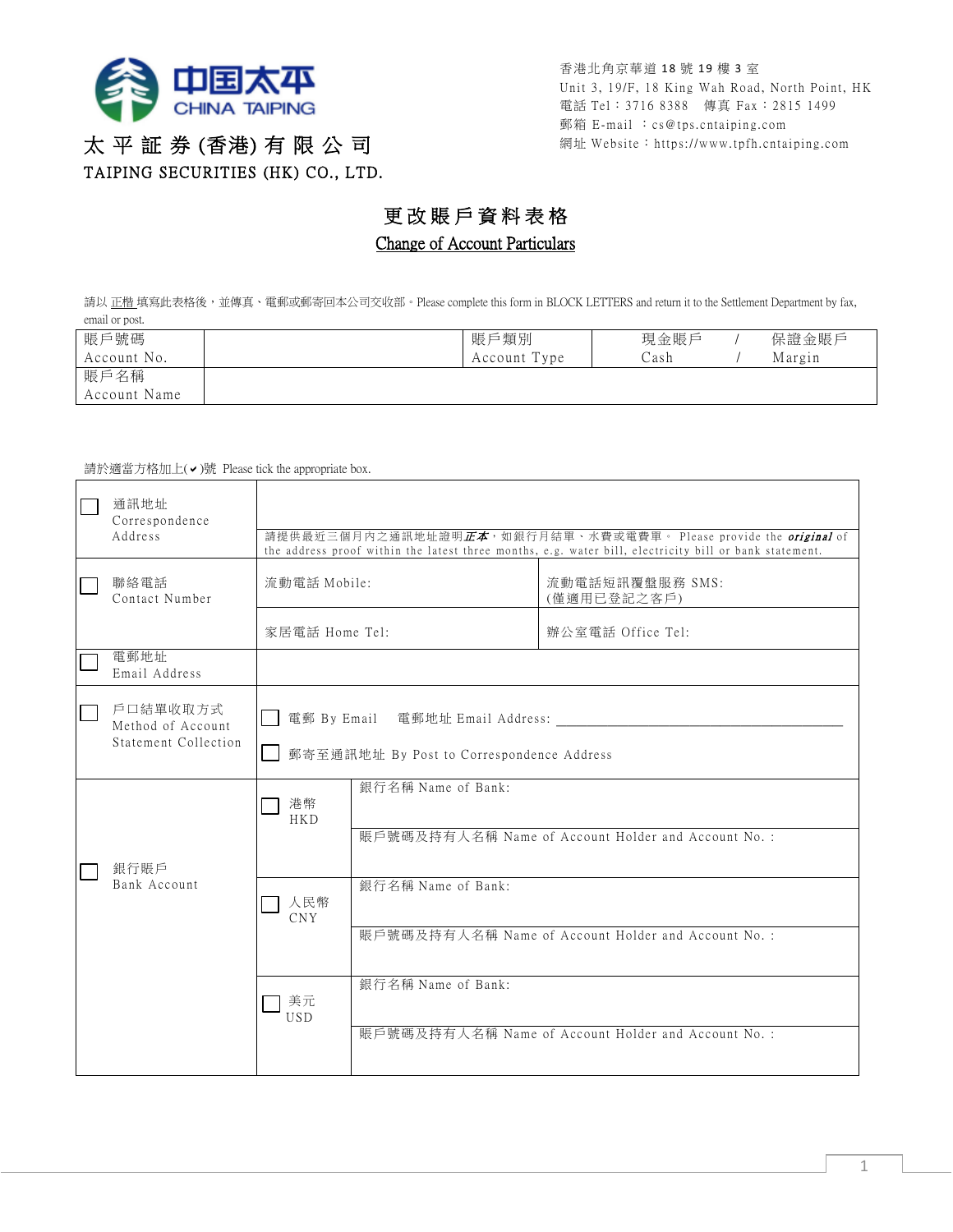中国太平
CHINA TAIPING

# 太 平 証 券 (香港) 有 限 公 司
TAIPING SECURITIES (HK) CO., LTD.

香港北角京華道 18 號 19 樓 3 室
Unit 3, 19/F, 18 King Wah Road, North Point, HK
電話 Tel：3716 8388　傳真 Fax：2815 1499
郵箱 E-mail ：cs@tps.cntaiping.com
網址 Website：https://www.tpfh.cntaiping.com

## 更改賬戶資料表格
## Change of Account Particulars

請以 正楷 填寫此表格後，並傳真、電郵或郵寄回本公司交收部。Please complete this form in BLOCK LETTERS and return it to the Settlement Department by fax, email or post.

| | | | |
|---|---|---|---|
| 賬戶號碼 Account No. | | 賬戶類別 Account Type | 現金賬戶 Cash / 保證金賬戶 Margin |
| 賬戶名稱 Account Name | | | |

請於適當方格加上(✔)號 Please tick the appropriate box.

| | | | |
|---|---|---|---|
| ☐ 通訊地址 Correspondence Address | | | |
| | 請提供最近三個月內之通訊地址證明***正本***，如銀行月結單、水費或電費單。 Please provide the ***original*** of the address proof within the latest three months, e.g. water bill, electricity bill or bank statement. | | |
| ☐ 聯絡電話 Contact Number | 流動電話 Mobile: | | 流動電話短訊覆蓋服務 SMS: (僅適用已登記之客戶) |
| | 家居電話 Home Tel: | | 辦公室電話 Office Tel: |
| ☐ 電郵地址 Email Address | | | |
| ☐ 戶口結單收取方式 Method of Account Statement Collection | ☐ 電郵 By Email　電郵地址 Email Address: ______________________ | | |
| | ☐ 郵寄至通訊地址 By Post to Correspondence Address | | |
| ☐ 銀行賬戶 Bank Account | ☐ 港幣 HKD | 銀行名稱 Name of Bank: | |
| | | 賬戶號碼及持有人名稱 Name of Account Holder and Account No. : | |
| | ☐ 人民幣 CNY | 銀行名稱 Name of Bank: | |
| | | 賬戶號碼及持有人名稱 Name of Account Holder and Account No. : | |
| | ☐ 美元 USD | 銀行名稱 Name of Bank: | |
| | | 賬戶號碼及持有人名稱 Name of Account Holder and Account No. : | |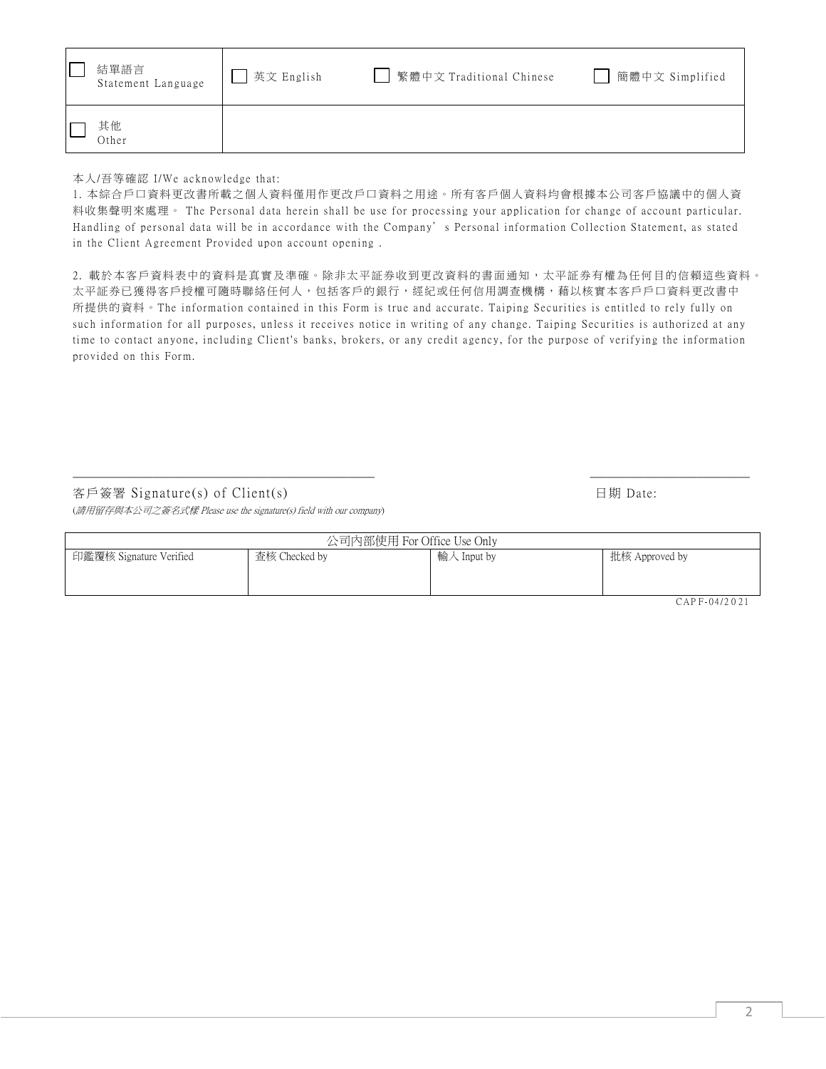| | | | | |
|---|---|---|---|---|
| ☐ 結單語言 Statement Language | ☐ 英文 English | ☐ 繁體中文 Traditional Chinese | ☐ 簡體中文 Simplified | |
| ☐ 其他 Other | | | | |

本人/吾等確認 I/We acknowledge that:

1. 本綜合戶口資料更改書所載之個人資料僅用作更改戶口資料之用途。所有客戶個人資料均會根據本公司客戶協議中的個人資料收集聲明來處理。 The Personal data herein shall be use for processing your application for change of account particular. Handling of personal data will be in accordance with the Company's Personal information Collection Statement, as stated in the Client Agreement Provided upon account opening .

2. 載於本客戶資料表中的資料是真實及準確。除非太平証券收到更改資料的書面通知，太平証券有權為任何目的信賴這些資料。太平証券已獲得客戶授權可隨時聯絡任何人，包括客戶的銀行，經紀或任何信用調查機構，藉以核實本客戶戶口資料更改書中所提供的資料。The information contained in this Form is true and accurate. Taiping Securities is entitled to rely fully on such information for all purposes, unless it receives notice in writing of any change. Taiping Securities is authorized at any time to contact anyone, including Client's banks, brokers, or any credit agency, for the purpose of verifying the information provided on this Form.

\_\_\_\_\_\_\_\_\_\_\_\_\_\_\_\_\_\_\_\_\_\_\_\_\_\_\_\_\_\_\_\_\_\_\_\_\_\_\_\_ &nbsp;&nbsp;&nbsp;&nbsp;&nbsp;&nbsp;&nbsp;&nbsp;&nbsp;&nbsp; \_\_\_\_\_\_\_\_\_\_\_\_\_\_\_\_\_\_\_\_\_\_

客戶簽署 Signature(s) of Client(s) &nbsp;&nbsp;&nbsp;&nbsp;&nbsp;&nbsp;&nbsp;&nbsp;&nbsp;&nbsp; 日期 Date:

*(請用留存與本公司之簽名式樣 Please use the signature(s) field with our company)*

| 公司內部使用 For Office Use Only | | | |
|---|---|---|---|
| 印鑑覆核 Signature Verified | 查核 Checked by | 輸入 Input by | 批核 Approved by |
| | | | |

CAPF-04/2021